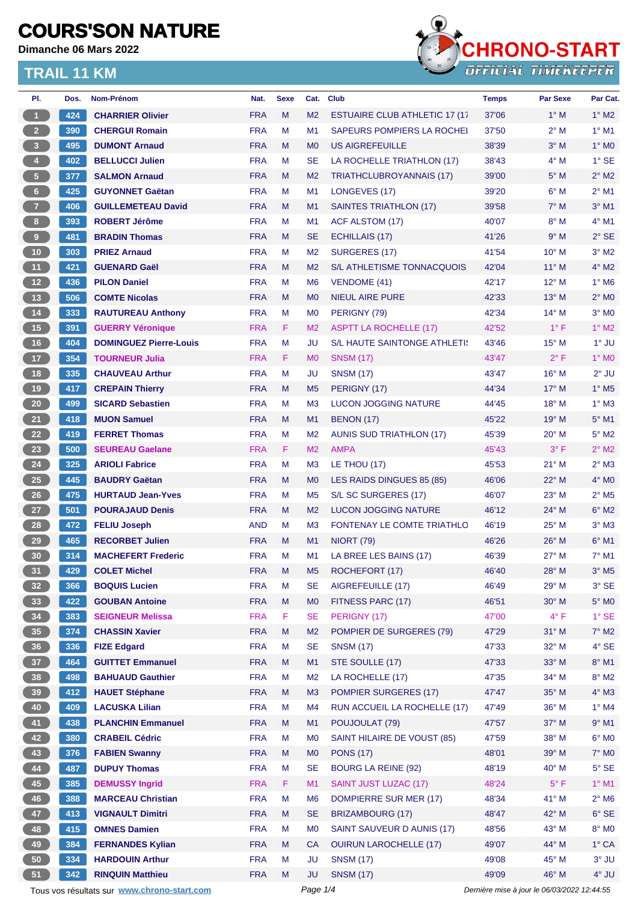# COURS'SON NATURE

**Dimanche 06 Mars 2022**

## TRAIL 11 KM

CHRONO-START OFFICIAL TIMEKEEPER

| Pl. | Dos. | Nom-Prénom | Nat. | Sexe | Cat. | Club | Temps | Par Sexe | Par Cat. |
|---|---|---|---|---|---|---|---|---|---|
| 1 | 424 | CHARRIER Olivier | FRA | M | M2 | ESTUAIRE CLUB ATHLETIC 17 (17 | 37'06 | 1° M | 1° M2 |
| 2 | 390 | CHERGUI Romain | FRA | M | M1 | SAPEURS POMPIERS LA ROCHEL | 37'50 | 2° M | 1° M1 |
| 3 | 495 | DUMONT Arnaud | FRA | M | M0 | US AIGREFEUILLE | 38'39 | 3° M | 1° M0 |
| 4 | 402 | BELLUCCI Julien | FRA | M | SE | LA ROCHELLE TRIATHLON (17) | 38'43 | 4° M | 1° SE |
| 5 | 377 | SALMON Arnaud | FRA | M | M2 | TRIATHCLUBROYANNAIS (17) | 39'00 | 5° M | 2° M2 |
| 6 | 425 | GUYONNET Gaëtan | FRA | M | M1 | LONGEVES (17) | 39'20 | 6° M | 2° M1 |
| 7 | 406 | GUILLEMETEAU David | FRA | M | M1 | SAINTES TRIATHLON (17) | 39'58 | 7° M | 3° M1 |
| 8 | 393 | ROBERT Jérôme | FRA | M | M1 | ACF ALSTOM (17) | 40'07 | 8° M | 4° M1 |
| 9 | 481 | BRADIN Thomas | FRA | M | SE | ECHILLAIS (17) | 41'26 | 9° M | 2° SE |
| 10 | 303 | PRIEZ Arnaud | FRA | M | M2 | SURGERES (17) | 41'54 | 10° M | 3° M2 |
| 11 | 421 | GUENARD Gaël | FRA | M | M2 | S/L ATHLETISME TONNACQUOIS | 42'04 | 11° M | 4° M2 |
| 12 | 436 | PILON Daniel | FRA | M | M6 | VENDOME (41) | 42'17 | 12° M | 1° M6 |
| 13 | 506 | COMTE Nicolas | FRA | M | M0 | NIEUL AIRE PURE | 42'33 | 13° M | 2° M0 |
| 14 | 333 | RAUTUREAU Anthony | FRA | M | M0 | PERIGNY (79) | 42'34 | 14° M | 3° M0 |
| 15 | 391 | GUERRY Véronique | FRA | F | M2 | ASPTT LA ROCHELLE (17) | 42'52 | 1° F | 1° M2 |
| 16 | 404 | DOMINGUEZ Pierre-Louis | FRA | M | JU | S/L HAUTE SAINTONGE ATHLETIS | 43'46 | 15° M | 1° JU |
| 17 | 354 | TOURNEUR Julia | FRA | F | M0 | SNSM (17) | 43'47 | 2° F | 1° M0 |
| 18 | 335 | CHAUVEAU Arthur | FRA | M | JU | SNSM (17) | 43'47 | 16° M | 2° JU |
| 19 | 417 | CREPAIN Thierry | FRA | M | M5 | PERIGNY (17) | 44'34 | 17° M | 1° M5 |
| 20 | 499 | SICARD Sebastien | FRA | M | M3 | LUCON JOGGING NATURE | 44'45 | 18° M | 1° M3 |
| 21 | 418 | MUON Samuel | FRA | M | M1 | BENON (17) | 45'22 | 19° M | 5° M1 |
| 22 | 419 | FERRET Thomas | FRA | M | M2 | AUNIS SUD TRIATHLON (17) | 45'39 | 20° M | 5° M2 |
| 23 | 500 | SEUREAU Gaelane | FRA | F | M2 | AMPA | 45'43 | 3° F | 2° M2 |
| 24 | 325 | ARIOLI Fabrice | FRA | M | M3 | LE THOU (17) | 45'53 | 21° M | 2° M3 |
| 25 | 445 | BAUDRY Gaëtan | FRA | M | M0 | LES RAIDS DINGUES 85 (85) | 46'06 | 22° M | 4° M0 |
| 26 | 475 | HURTAUD Jean-Yves | FRA | M | M5 | S/L SC SURGERES (17) | 46'07 | 23° M | 2° M5 |
| 27 | 501 | POURAJAUD Denis | FRA | M | M2 | LUCON JOGGING NATURE | 46'12 | 24° M | 6° M2 |
| 28 | 472 | FELIU Joseph | AND | M | M3 | FONTENAY LE COMTE TRIATHLO | 46'19 | 25° M | 3° M3 |
| 29 | 465 | RECORBET Julien | FRA | M | M1 | NIORT (79) | 46'26 | 26° M | 6° M1 |
| 30 | 314 | MACHEFERT Frederic | FRA | M | M1 | LA BREE LES BAINS (17) | 46'39 | 27° M | 7° M1 |
| 31 | 429 | COLET Michel | FRA | M | M5 | ROCHEFORT (17) | 46'40 | 28° M | 3° M5 |
| 32 | 366 | BOQUIS Lucien | FRA | M | SE | AIGREFEUILLE (17) | 46'49 | 29° M | 3° SE |
| 33 | 422 | GOUBAN Antoine | FRA | M | M0 | FITNESS PARC (17) | 46'51 | 30° M | 5° M0 |
| 34 | 383 | SEIGNEUR Melissa | FRA | F | SE | PERIGNY (17) | 47'00 | 4° F | 1° SE |
| 35 | 374 | CHASSIN Xavier | FRA | M | M2 | POMPIER DE SURGERES (79) | 47'29 | 31° M | 7° M2 |
| 36 | 336 | FIZE Edgard | FRA | M | SE | SNSM (17) | 47'33 | 32° M | 4° SE |
| 37 | 464 | GUITTET Emmanuel | FRA | M | M1 | STE SOULLE (17) | 47'33 | 33° M | 8° M1 |
| 38 | 498 | BAHUAUD Gauthier | FRA | M | M2 | LA ROCHELLE (17) | 47'35 | 34° M | 8° M2 |
| 39 | 412 | HAUET Stéphane | FRA | M | M3 | POMPIER SURGERES (17) | 47'47 | 35° M | 4° M3 |
| 40 | 409 | LACUSKA Lilian | FRA | M | M4 | RUN ACCUEIL LA ROCHELLE (17) | 47'49 | 36° M | 1° M4 |
| 41 | 438 | PLANCHIN Emmanuel | FRA | M | M1 | POUJOULAT (79) | 47'57 | 37° M | 9° M1 |
| 42 | 380 | CRABEIL Cédric | FRA | M | M0 | SAINT HILAIRE DE VOUST (85) | 47'59 | 38° M | 6° M0 |
| 43 | 376 | FABIEN Swanny | FRA | M | M0 | PONS (17) | 48'01 | 39° M | 7° M0 |
| 44 | 487 | DUPUY Thomas | FRA | M | SE | BOURG LA REINE (92) | 48'19 | 40° M | 5° SE |
| 45 | 385 | DEMUSSY Ingrid | FRA | F | M1 | SAINT JUST LUZAC (17) | 48'24 | 5° F | 1° M1 |
| 46 | 388 | MARCEAU Christian | FRA | M | M6 | DOMPIERRE SUR MER (17) | 48'34 | 41° M | 2° M6 |
| 47 | 413 | VIGNAULT Dimitri | FRA | M | SE | BRIZAMBOURG (17) | 48'47 | 42° M | 6° SE |
| 48 | 415 | OMNES Damien | FRA | M | M0 | SAINT SAUVEUR D AUNIS (17) | 48'56 | 43° M | 8° M0 |
| 49 | 384 | FERNANDES Kylian | FRA | M | CA | OUIRUN LAROCHELLE (17) | 49'07 | 44° M | 1° CA |
| 50 | 334 | HARDOUIN Arthur | FRA | M | JU | SNSM (17) | 49'08 | 45° M | 3° JU |
| 51 | 342 | RINQUIN Matthieu | FRA | M | JU | SNSM (17) | 49'09 | 46° M | 4° JU |

Tous vos résultats sur www.chrono-start.com

Dernière mise à jour le 06/03/2022 12:44:55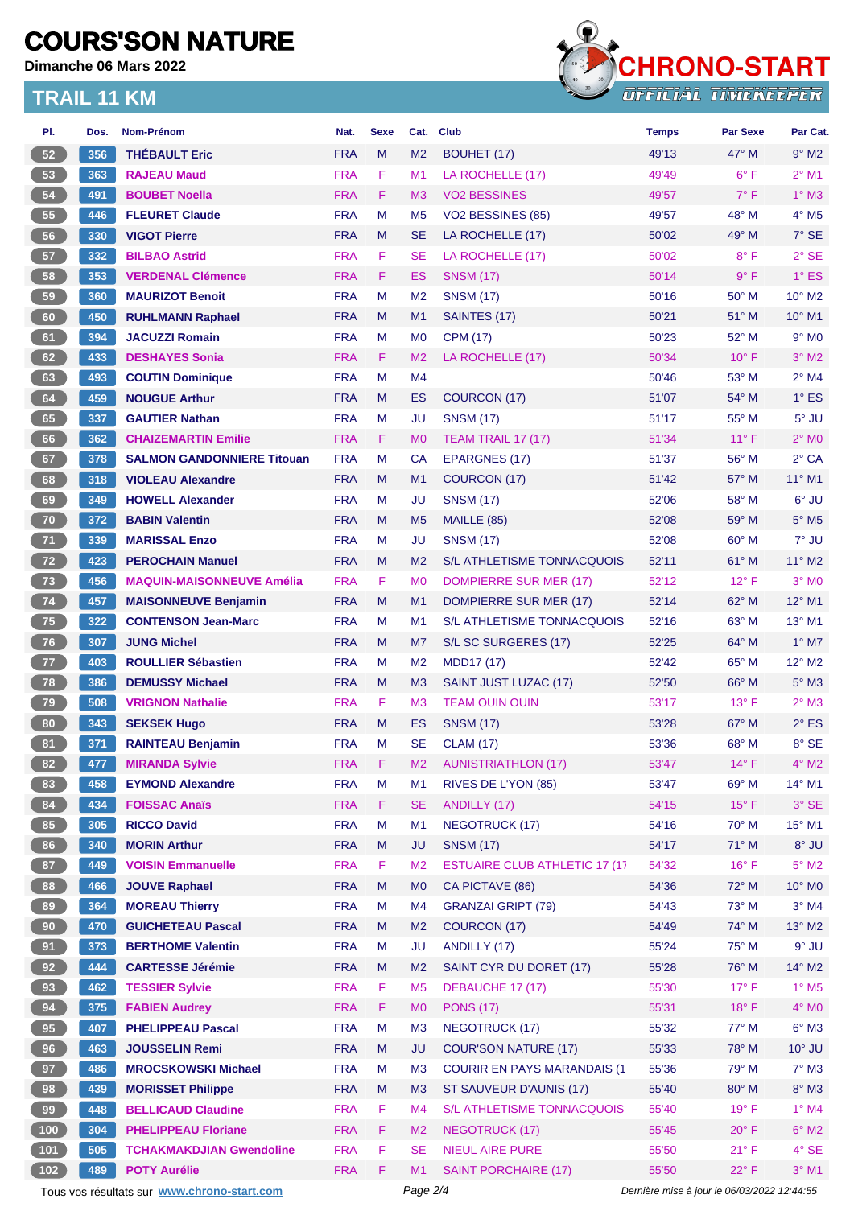# COURS'SON NATURE

**Dimanche 06 Mars 2022**

## TRAIL 11 KM

| Pl. | Dos. | Nom-Prénom | Nat. | Sexe | Cat. | Club | Temps | Par Sexe | Par Cat. |
|---|---|---|---|---|---|---|---|---|---|
| 52 | 356 | THÉBAULT Eric | FRA | M | M2 | BOUHET (17) | 49'13 | 47° M | 9° M2 |
| 53 | 363 | RAJEAU Maud | FRA | F | M1 | LA ROCHELLE (17) | 49'49 | 6° F | 2° M1 |
| 54 | 491 | BOUBET Noella | FRA | F | M3 | VO2 BESSINES | 49'57 | 7° F | 1° M3 |
| 55 | 446 | FLEURET Claude | FRA | M | M5 | VO2 BESSINES (85) | 49'57 | 48° M | 4° M5 |
| 56 | 330 | VIGOT Pierre | FRA | M | SE | LA ROCHELLE (17) | 50'02 | 49° M | 7° SE |
| 57 | 332 | BILBAO Astrid | FRA | F | SE | LA ROCHELLE (17) | 50'02 | 8° F | 2° SE |
| 58 | 353 | VERDENAL Clémence | FRA | F | ES | SNSM (17) | 50'14 | 9° F | 1° ES |
| 59 | 360 | MAURIZOT Benoit | FRA | M | M2 | SNSM (17) | 50'16 | 50° M | 10° M2 |
| 60 | 450 | RUHLMANN Raphael | FRA | M | M1 | SAINTES (17) | 50'21 | 51° M | 10° M1 |
| 61 | 394 | JACUZZI Romain | FRA | M | M0 | CPM (17) | 50'23 | 52° M | 9° M0 |
| 62 | 433 | DESHAYES Sonia | FRA | F | M2 | LA ROCHELLE (17) | 50'34 | 10° F | 3° M2 |
| 63 | 493 | COUTIN Dominique | FRA | M | M4 |  | 50'46 | 53° M | 2° M4 |
| 64 | 459 | NOUGUE Arthur | FRA | M | ES | COURCON (17) | 51'07 | 54° M | 1° ES |
| 65 | 337 | GAUTIER Nathan | FRA | M | JU | SNSM (17) | 51'17 | 55° M | 5° JU |
| 66 | 362 | CHAIZEMARTIN Emilie | FRA | F | M0 | TEAM TRAIL 17 (17) | 51'34 | 11° F | 2° M0 |
| 67 | 378 | SALMON GANDONNIERE Titouan | FRA | M | CA | EPARGNES (17) | 51'37 | 56° M | 2° CA |
| 68 | 318 | VIOLEAU Alexandre | FRA | M | M1 | COURCON (17) | 51'42 | 57° M | 11° M1 |
| 69 | 349 | HOWELL Alexander | FRA | M | JU | SNSM (17) | 52'06 | 58° M | 6° JU |
| 70 | 372 | BABIN Valentin | FRA | M | M5 | MAILLE (85) | 52'08 | 59° M | 5° M5 |
| 71 | 339 | MARISSAL Enzo | FRA | M | JU | SNSM (17) | 52'08 | 60° M | 7° JU |
| 72 | 423 | PEROCHAIN Manuel | FRA | M | M2 | S/L ATHLETISME TONNACQUOIS | 52'11 | 61° M | 11° M2 |
| 73 | 456 | MAQUIN-MAISONNEUVE Amélia | FRA | F | M0 | DOMPIERRE SUR MER (17) | 52'12 | 12° F | 3° M0 |
| 74 | 457 | MAISONNEUVE Benjamin | FRA | M | M1 | DOMPIERRE SUR MER (17) | 52'14 | 62° M | 12° M1 |
| 75 | 322 | CONTENSON Jean-Marc | FRA | M | M1 | S/L ATHLETISME TONNACQUOIS | 52'16 | 63° M | 13° M1 |
| 76 | 307 | JUNG Michel | FRA | M | M7 | S/L SC SURGERES (17) | 52'25 | 64° M | 1° M7 |
| 77 | 403 | ROULLIER Sébastien | FRA | M | M2 | MDD17 (17) | 52'42 | 65° M | 12° M2 |
| 78 | 386 | DEMUSSY Michael | FRA | M | M3 | SAINT JUST LUZAC (17) | 52'50 | 66° M | 5° M3 |
| 79 | 508 | VRIGNON Nathalie | FRA | F | M3 | TEAM OUIN OUIN | 53'17 | 13° F | 2° M3 |
| 80 | 343 | SEKSEK Hugo | FRA | M | ES | SNSM (17) | 53'28 | 67° M | 2° ES |
| 81 | 371 | RAINTEAU Benjamin | FRA | M | SE | CLAM (17) | 53'36 | 68° M | 8° SE |
| 82 | 477 | MIRANDA Sylvie | FRA | F | M2 | AUNISTRIATHLON (17) | 53'47 | 14° F | 4° M2 |
| 83 | 458 | EYMOND Alexandre | FRA | M | M1 | RIVES DE L'YON (85) | 53'47 | 69° M | 14° M1 |
| 84 | 434 | FOISSAC Anaïs | FRA | F | SE | ANDILLY (17) | 54'15 | 15° F | 3° SE |
| 85 | 305 | RICCO David | FRA | M | M1 | NEGOTRUCK (17) | 54'16 | 70° M | 15° M1 |
| 86 | 340 | MORIN Arthur | FRA | M | JU | SNSM (17) | 54'17 | 71° M | 8° JU |
| 87 | 449 | VOISIN Emmanuelle | FRA | F | M2 | ESTUAIRE CLUB ATHLETIC 17 (17 | 54'32 | 16° F | 5° M2 |
| 88 | 466 | JOUVE Raphael | FRA | M | M0 | CA PICTAVE (86) | 54'36 | 72° M | 10° M0 |
| 89 | 364 | MOREAU Thierry | FRA | M | M4 | GRANZAI GRIPT (79) | 54'43 | 73° M | 3° M4 |
| 90 | 470 | GUICHETEAU Pascal | FRA | M | M2 | COURCON (17) | 54'49 | 74° M | 13° M2 |
| 91 | 373 | BERTHOME Valentin | FRA | M | JU | ANDILLY (17) | 55'24 | 75° M | 9° JU |
| 92 | 444 | CARTESSE Jérémie | FRA | M | M2 | SAINT CYR DU DORET (17) | 55'28 | 76° M | 14° M2 |
| 93 | 462 | TESSIER Sylvie | FRA | F | M5 | DEBAUCHE 17 (17) | 55'30 | 17° F | 1° M5 |
| 94 | 375 | FABIEN Audrey | FRA | F | M0 | PONS (17) | 55'31 | 18° F | 4° M0 |
| 95 | 407 | PHELIPPEAU Pascal | FRA | M | M3 | NEGOTRUCK (17) | 55'32 | 77° M | 6° M3 |
| 96 | 463 | JOUSSELIN Remi | FRA | M | JU | COUR'SON NATURE (17) | 55'33 | 78° M | 10° JU |
| 97 | 486 | MROCSKOWSKI Michael | FRA | M | M3 | COURIR EN PAYS MARANDAIS (1 | 55'36 | 79° M | 7° M3 |
| 98 | 439 | MORISSET Philippe | FRA | M | M3 | ST SAUVEUR D'AUNIS (17) | 55'40 | 80° M | 8° M3 |
| 99 | 448 | BELLICAUD Claudine | FRA | F | M4 | S/L ATHLETISME TONNACQUOIS | 55'40 | 19° F | 1° M4 |
| 100 | 304 | PHELIPPEAU Floriane | FRA | F | M2 | NEGOTRUCK (17) | 55'45 | 20° F | 6° M2 |
| 101 | 505 | TCHAKMAKDJIAN Gwendoline | FRA | F | SE | NIEUL AIRE PURE | 55'50 | 21° F | 4° SE |
| 102 | 489 | POTY Aurélie | FRA | F | M1 | SAINT PORCHAIRE (17) | 55'50 | 22° F | 3° M1 |

Tous vos résultats sur www.chrono-start.com

Dernière mise à jour le 06/03/2022 12:44:55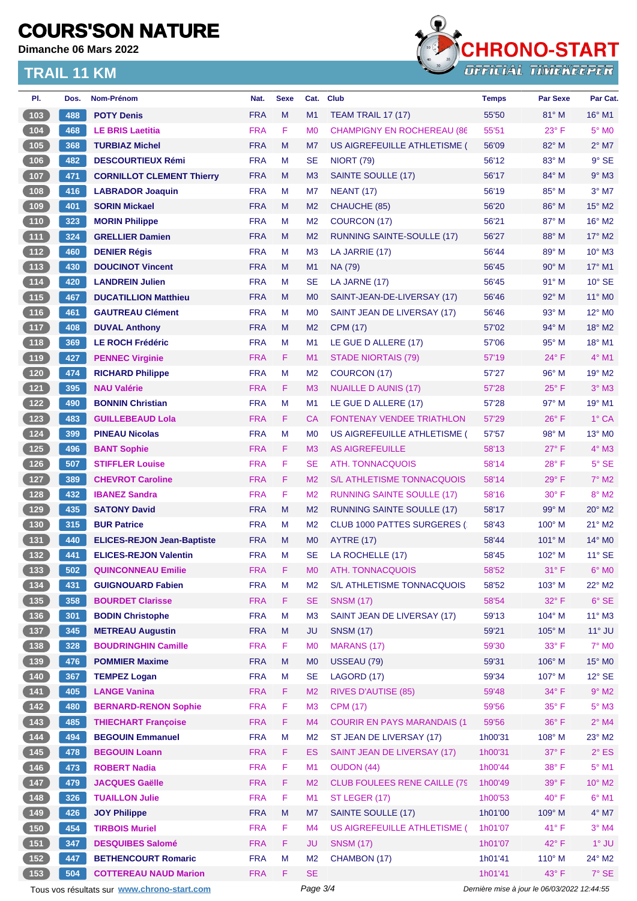# COURS'SON NATURE

**Dimanche 06 Mars 2022**

## TRAIL 11 KM

| Pl. | Dos. | Nom-Prénom | Nat. | Sexe | Cat. | Club | Temps | Par Sexe | Par Cat. |
|---|---|---|---|---|---|---|---|---|---|
| 103 | 488 | POTY Denis | FRA | M | M1 | TEAM TRAIL 17 (17) | 55'50 | 81° M | 16° M1 |
| 104 | 468 | LE BRIS Laetitia | FRA | F | M0 | CHAMPIGNY EN ROCHEREAU (86 | 55'51 | 23° F | 5° M0 |
| 105 | 368 | TURBIAZ Michel | FRA | M | M7 | US AIGREFEUILLE ATHLETISME ( | 56'09 | 82° M | 2° M7 |
| 106 | 482 | DESCOURTIEUX Rémi | FRA | M | SE | NIORT (79) | 56'12 | 83° M | 9° SE |
| 107 | 471 | CORNILLOT CLEMENT Thierry | FRA | M | M3 | SAINTE SOULLE (17) | 56'17 | 84° M | 9° M3 |
| 108 | 416 | LABRADOR Joaquin | FRA | M | M7 | NEANT (17) | 56'19 | 85° M | 3° M7 |
| 109 | 401 | SORIN Mickael | FRA | M | M2 | CHAUCHE (85) | 56'20 | 86° M | 15° M2 |
| 110 | 323 | MORIN Philippe | FRA | M | M2 | COURCON (17) | 56'21 | 87° M | 16° M2 |
| 111 | 324 | GRELLIER Damien | FRA | M | M2 | RUNNING SAINTE-SOULLE (17) | 56'27 | 88° M | 17° M2 |
| 112 | 460 | DENIER Régis | FRA | M | M3 | LA JARRIE (17) | 56'44 | 89° M | 10° M3 |
| 113 | 430 | DOUCINOT Vincent | FRA | M | M1 | NA (79) | 56'45 | 90° M | 17° M1 |
| 114 | 420 | LANDREIN Julien | FRA | M | SE | LA JARNE (17) | 56'45 | 91° M | 10° SE |
| 115 | 467 | DUCATILLION Matthieu | FRA | M | M0 | SAINT-JEAN-DE-LIVERSAY (17) | 56'46 | 92° M | 11° M0 |
| 116 | 461 | GAUTREAU Clément | FRA | M | M0 | SAINT JEAN DE LIVERSAY (17) | 56'46 | 93° M | 12° M0 |
| 117 | 408 | DUVAL Anthony | FRA | M | M2 | CPM (17) | 57'02 | 94° M | 18° M2 |
| 118 | 369 | LE ROCH Frédéric | FRA | M | M1 | LE GUE D ALLERE (17) | 57'06 | 95° M | 18° M1 |
| 119 | 427 | PENNEC Virginie | FRA | F | M1 | STADE NIORTAIS (79) | 57'19 | 24° F | 4° M1 |
| 120 | 474 | RICHARD Philippe | FRA | M | M2 | COURCON (17) | 57'27 | 96° M | 19° M2 |
| 121 | 395 | NAU Valérie | FRA | F | M3 | NUAILLE D AUNIS (17) | 57'28 | 25° F | 3° M3 |
| 122 | 490 | BONNIN Christian | FRA | M | M1 | LE GUE D ALLERE (17) | 57'28 | 97° M | 19° M1 |
| 123 | 483 | GUILLEBEAUD Lola | FRA | F | CA | FONTENAY VENDEE TRIATHLON | 57'29 | 26° F | 1° CA |
| 124 | 399 | PINEAU Nicolas | FRA | M | M0 | US AIGREFEUILLE ATHLETISME ( | 57'57 | 98° M | 13° M0 |
| 125 | 496 | BANT Sophie | FRA | F | M3 | AS AIGREFEUILLE | 58'13 | 27° F | 4° M3 |
| 126 | 507 | STIFFLER Louise | FRA | F | SE | ATH. TONNACQUOIS | 58'14 | 28° F | 5° SE |
| 127 | 389 | CHEVROT Caroline | FRA | F | M2 | S/L ATHLETISME TONNACQUOIS | 58'14 | 29° F | 7° M2 |
| 128 | 432 | IBANEZ Sandra | FRA | F | M2 | RUNNING SAINTE SOULLE (17) | 58'16 | 30° F | 8° M2 |
| 129 | 435 | SATONY David | FRA | M | M2 | RUNNING SAINTE SOULLE (17) | 58'17 | 99° M | 20° M2 |
| 130 | 315 | BUR Patrice | FRA | M | M2 | CLUB 1000 PATTES SURGERES ( | 58'43 | 100° M | 21° M2 |
| 131 | 440 | ELICES-REJON Jean-Baptiste | FRA | M | M0 | AYTRE (17) | 58'44 | 101° M | 14° M0 |
| 132 | 441 | ELICES-REJON Valentin | FRA | M | SE | LA ROCHELLE (17) | 58'45 | 102° M | 11° SE |
| 133 | 502 | QUINCONNEAU Emilie | FRA | F | M0 | ATH. TONNACQUOIS | 58'52 | 31° F | 6° M0 |
| 134 | 431 | GUIGNOUARD Fabien | FRA | M | M2 | S/L ATHLETISME TONNACQUOIS | 58'52 | 103° M | 22° M2 |
| 135 | 358 | BOURDET Clarisse | FRA | F | SE | SNSM (17) | 58'54 | 32° F | 6° SE |
| 136 | 301 | BODIN Christophe | FRA | M | M3 | SAINT JEAN DE LIVERSAY (17) | 59'13 | 104° M | 11° M3 |
| 137 | 345 | METREAU Augustin | FRA | M | JU | SNSM (17) | 59'21 | 105° M | 11° JU |
| 138 | 328 | BOUDRINGHIN Camille | FRA | F | M0 | MARANS (17) | 59'30 | 33° F | 7° M0 |
| 139 | 476 | POMMIER Maxime | FRA | M | M0 | USSEAU (79) | 59'31 | 106° M | 15° M0 |
| 140 | 367 | TEMPEZ Logan | FRA | M | SE | LAGORD (17) | 59'34 | 107° M | 12° SE |
| 141 | 405 | LANGE Vanina | FRA | F | M2 | RIVES D'AUTISE (85) | 59'48 | 34° F | 9° M2 |
| 142 | 480 | BERNARD-RENON Sophie | FRA | F | M3 | CPM (17) | 59'56 | 35° F | 5° M3 |
| 143 | 485 | THIECHART Françoise | FRA | F | M4 | COURIR EN PAYS MARANDAIS (1 | 59'56 | 36° F | 2° M4 |
| 144 | 494 | BEGOUIN Emmanuel | FRA | M | M2 | ST JEAN DE LIVERSAY (17) | 1h00'31 | 108° M | 23° M2 |
| 145 | 478 | BEGOUIN Loann | FRA | F | ES | SAINT JEAN DE LIVERSAY (17) | 1h00'31 | 37° F | 2° ES |
| 146 | 473 | ROBERT Nadia | FRA | F | M1 | OUDON (44) | 1h00'44 | 38° F | 5° M1 |
| 147 | 479 | JACQUES Gaëlle | FRA | F | M2 | CLUB FOULEES RENE CAILLE (79 | 1h00'49 | 39° F | 10° M2 |
| 148 | 326 | TUAILLON Julie | FRA | F | M1 | ST LEGER (17) | 1h00'53 | 40° F | 6° M1 |
| 149 | 426 | JOY Philippe | FRA | M | M7 | SAINTE SOULLE (17) | 1h01'00 | 109° M | 4° M7 |
| 150 | 454 | TIRBOIS Muriel | FRA | F | M4 | US AIGREFEUILLE ATHLETISME ( | 1h01'07 | 41° F | 3° M4 |
| 151 | 347 | DESQUIBES Salomé | FRA | F | JU | SNSM (17) | 1h01'07 | 42° F | 1° JU |
| 152 | 447 | BETHENCOURT Romaric | FRA | M | M2 | CHAMBON (17) | 1h01'41 | 110° M | 24° M2 |
| 153 | 504 | COTTEREAU NAUD Marion | FRA | F | SE | | 1h01'41 | 43° F | 7° SE |

Tous vos résultats sur www.chrono-start.com

*Dernière mise à jour le 06/03/2022 12:44:55*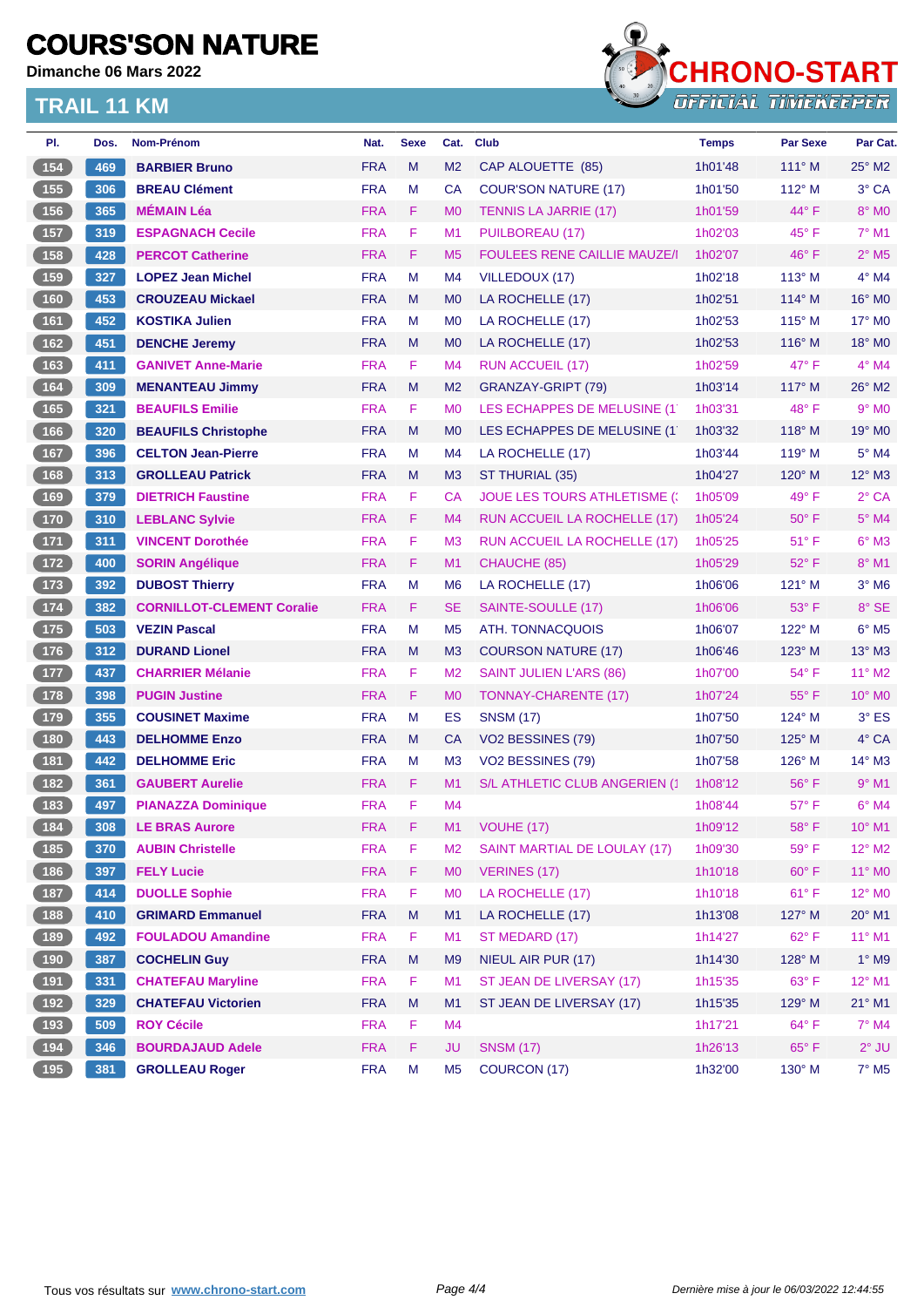# COURS'SON NATURE

**Dimanche 06 Mars 2022**

## TRAIL 11 KM

CHRONO-START
OFFICIAL TIMEKEEPER

| Pl. | Dos. | Nom-Prénom | Nat. | Sexe | Cat. | Club | Temps | Par Sexe | Par Cat. |
|---|---|---|---|---|---|---|---|---|---|
| 154 | 469 | **BARBIER Bruno** | FRA | M | M2 | CAP ALOUETTE (85) | 1h01'48 | 111° M | 25° M2 |
| 155 | 306 | **BREAU Clément** | FRA | M | CA | COUR'SON NATURE (17) | 1h01'50 | 112° M | 3° CA |
| 156 | 365 | **MÉMAIN Léa** | FRA | F | M0 | TENNIS LA JARRIE (17) | 1h01'59 | 44° F | 8° M0 |
| 157 | 319 | **ESPAGNACH Cecile** | FRA | F | M1 | PUILBOREAU (17) | 1h02'03 | 45° F | 7° M1 |
| 158 | 428 | **PERCOT Catherine** | FRA | F | M5 | FOULEES RENE CAILLIE MAUZE/I | 1h02'07 | 46° F | 2° M5 |
| 159 | 327 | **LOPEZ Jean Michel** | FRA | M | M4 | VILLEDOUX (17) | 1h02'18 | 113° M | 4° M4 |
| 160 | 453 | **CROUZEAU Mickael** | FRA | M | M0 | LA ROCHELLE (17) | 1h02'51 | 114° M | 16° M0 |
| 161 | 452 | **KOSTIKA Julien** | FRA | M | M0 | LA ROCHELLE (17) | 1h02'53 | 115° M | 17° M0 |
| 162 | 451 | **DENCHE Jeremy** | FRA | M | M0 | LA ROCHELLE (17) | 1h02'53 | 116° M | 18° M0 |
| 163 | 411 | **GANIVET Anne-Marie** | FRA | F | M4 | RUN ACCUEIL (17) | 1h02'59 | 47° F | 4° M4 |
| 164 | 309 | **MENANTEAU Jimmy** | FRA | M | M2 | GRANZAY-GRIPT (79) | 1h03'14 | 117° M | 26° M2 |
| 165 | 321 | **BEAUFILS Emilie** | FRA | F | M0 | LES ECHAPPES DE MELUSINE (1 | 1h03'31 | 48° F | 9° M0 |
| 166 | 320 | **BEAUFILS Christophe** | FRA | M | M0 | LES ECHAPPES DE MELUSINE (1 | 1h03'32 | 118° M | 19° M0 |
| 167 | 396 | **CELTON Jean-Pierre** | FRA | M | M4 | LA ROCHELLE (17) | 1h03'44 | 119° M | 5° M4 |
| 168 | 313 | **GROLLEAU Patrick** | FRA | M | M3 | ST THURIAL (35) | 1h04'27 | 120° M | 12° M3 |
| 169 | 379 | **DIETRICH Faustine** | FRA | F | CA | JOUE LES TOURS ATHLETISME (: | 1h05'09 | 49° F | 2° CA |
| 170 | 310 | **LEBLANC Sylvie** | FRA | F | M4 | RUN ACCUEIL LA ROCHELLE (17) | 1h05'24 | 50° F | 5° M4 |
| 171 | 311 | **VINCENT Dorothée** | FRA | F | M3 | RUN ACCUEIL LA ROCHELLE (17) | 1h05'25 | 51° F | 6° M3 |
| 172 | 400 | **SORIN Angélique** | FRA | F | M1 | CHAUCHE (85) | 1h05'29 | 52° F | 8° M1 |
| 173 | 392 | **DUBOST Thierry** | FRA | M | M6 | LA ROCHELLE (17) | 1h06'06 | 121° M | 3° M6 |
| 174 | 382 | **CORNILLOT-CLEMENT Coralie** | FRA | F | SE | SAINTE-SOULLE (17) | 1h06'06 | 53° F | 8° SE |
| 175 | 503 | **VEZIN Pascal** | FRA | M | M5 | ATH. TONNACQUOIS | 1h06'07 | 122° M | 6° M5 |
| 176 | 312 | **DURAND Lionel** | FRA | M | M3 | COURSON NATURE (17) | 1h06'46 | 123° M | 13° M3 |
| 177 | 437 | **CHARRIER Mélanie** | FRA | F | M2 | SAINT JULIEN L'ARS (86) | 1h07'00 | 54° F | 11° M2 |
| 178 | 398 | **PUGIN Justine** | FRA | F | M0 | TONNAY-CHARENTE (17) | 1h07'24 | 55° F | 10° M0 |
| 179 | 355 | **COUSINET Maxime** | FRA | M | ES | SNSM (17) | 1h07'50 | 124° M | 3° ES |
| 180 | 443 | **DELHOMME Enzo** | FRA | M | CA | VO2 BESSINES (79) | 1h07'50 | 125° M | 4° CA |
| 181 | 442 | **DELHOMME Eric** | FRA | M | M3 | VO2 BESSINES (79) | 1h07'58 | 126° M | 14° M3 |
| 182 | 361 | **GAUBERT Aurelie** | FRA | F | M1 | S/L ATHLETIC CLUB ANGERIEN (1 | 1h08'12 | 56° F | 9° M1 |
| 183 | 497 | **PIANAZZA Dominique** | FRA | F | M4 | | 1h08'44 | 57° F | 6° M4 |
| 184 | 308 | **LE BRAS Aurore** | FRA | F | M1 | VOUHE (17) | 1h09'12 | 58° F | 10° M1 |
| 185 | 370 | **AUBIN Christelle** | FRA | F | M2 | SAINT MARTIAL DE LOULAY (17) | 1h09'30 | 59° F | 12° M2 |
| 186 | 397 | **FELY Lucie** | FRA | F | M0 | VERINES (17) | 1h10'18 | 60° F | 11° M0 |
| 187 | 414 | **DUOLLE Sophie** | FRA | F | M0 | LA ROCHELLE (17) | 1h10'18 | 61° F | 12° M0 |
| 188 | 410 | **GRIMARD Emmanuel** | FRA | M | M1 | LA ROCHELLE (17) | 1h13'08 | 127° M | 20° M1 |
| 189 | 492 | **FOULADOU Amandine** | FRA | F | M1 | ST MEDARD (17) | 1h14'27 | 62° F | 11° M1 |
| 190 | 387 | **COCHELIN Guy** | FRA | M | M9 | NIEUL AIR PUR (17) | 1h14'30 | 128° M | 1° M9 |
| 191 | 331 | **CHATEFAU Maryline** | FRA | F | M1 | ST JEAN DE LIVERSAY (17) | 1h15'35 | 63° F | 12° M1 |
| 192 | 329 | **CHATEFAU Victorien** | FRA | M | M1 | ST JEAN DE LIVERSAY (17) | 1h15'35 | 129° M | 21° M1 |
| 193 | 509 | **ROY Cécile** | FRA | F | M4 | | 1h17'21 | 64° F | 7° M4 |
| 194 | 346 | **BOURDAJAUD Adele** | FRA | F | JU | SNSM (17) | 1h26'13 | 65° F | 2° JU |
| 195 | 381 | **GROLLEAU Roger** | FRA | M | M5 | COURCON (17) | 1h32'00 | 130° M | 7° M5 |

Tous vos résultats sur www.chrono-start.com

*Dernière mise à jour le 06/03/2022 12:44:55*